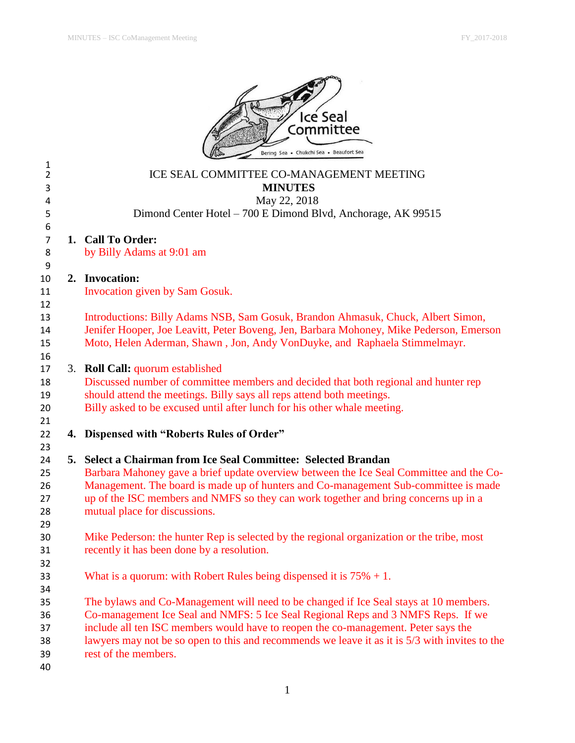# ICE SEAL COMMITTEE CO-MANAGEMENT MEETING

## MINUTES

May 22, 2018

Dimond Center Hotel – 700 E Dimond Blvd, Anchorage, AK 99515

1. **Call To Order:**
   by Billy Adams at 9:01 am

2. **Invocation:**
   Invocation given by Sam Gosuk.

   Introductions: Billy Adams NSB, Sam Gosuk, Brandon Ahmasuk, Chuck, Albert Simon, Jenifer Hooper, Joe Leavitt, Peter Boveng, Jen, Barbara Mohoney, Mike Pederson, Emerson Moto, Helen Aderman, Shawn , Jon, Andy VonDuyke, and Raphaela Stimmelmayr.

3. **Roll Call:** quorum established
   Discussed number of committee members and decided that both regional and hunter rep should attend the meetings. Billy says all reps attend both meetings.
   Billy asked to be excused until after lunch for his other whale meeting.

4. **Dispensed with "Roberts Rules of Order"**

5. **Select a Chairman from Ice Seal Committee: Selected Brandan**
   Barbara Mahoney gave a brief update overview between the Ice Seal Committee and the Co-Management. The board is made up of hunters and Co-management Sub-committee is made up of the ISC members and NMFS so they can work together and bring concerns up in a mutual place for discussions.

   Mike Pederson: the hunter Rep is selected by the regional organization or the tribe, most recently it has been done by a resolution.

   What is a quorum: with Robert Rules being dispensed it is 75% + 1.

   The bylaws and Co-Management will need to be changed if Ice Seal stays at 10 members. Co-management Ice Seal and NMFS: 5 Ice Seal Regional Reps and 3 NMFS Reps. If we include all ten ISC members would have to reopen the co-management. Peter says the lawyers may not be so open to this and recommends we leave it as it is 5/3 with invites to the rest of the members.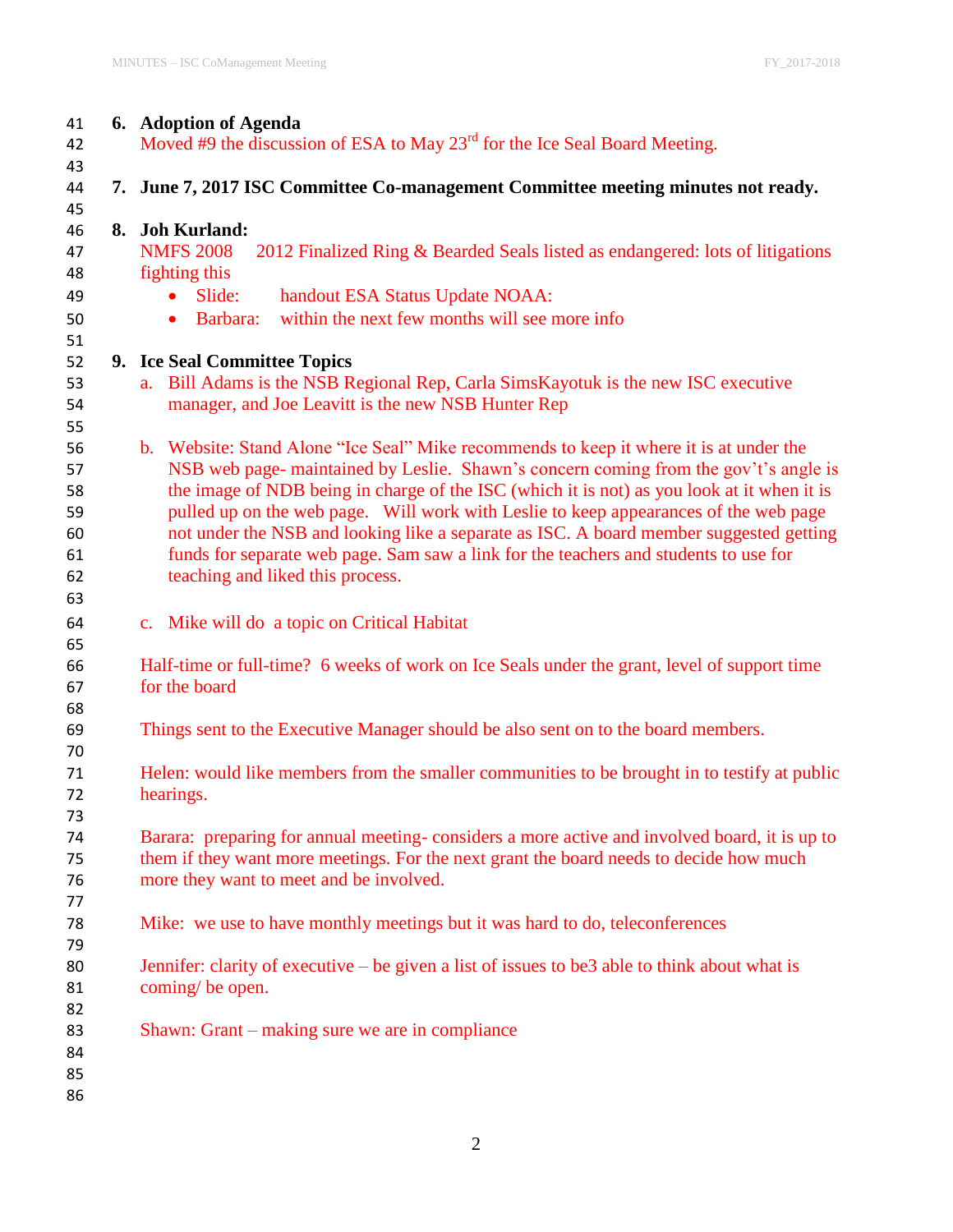**6. Adoption of Agenda**

Moved #9 the discussion of ESA to May 23rd for the Ice Seal Board Meeting.

**7. June 7, 2017 ISC Committee Co-management Committee meeting minutes not ready.**

**8. Joh Kurland:**

NMFS 2008 2012 Finalized Ring & Bearded Seals listed as endangered: lots of litigations fighting this

- Slide: handout ESA Status Update NOAA:
- Barbara: within the next few months will see more info

**9. Ice Seal Committee Topics**

a. Bill Adams is the NSB Regional Rep, Carla SimsKayotuk is the new ISC executive manager, and Joe Leavitt is the new NSB Hunter Rep

b. Website: Stand Alone "Ice Seal" Mike recommends to keep it where it is at under the NSB web page- maintained by Leslie. Shawn's concern coming from the gov't's angle is the image of NDB being in charge of the ISC (which it is not) as you look at it when it is pulled up on the web page. Will work with Leslie to keep appearances of the web page not under the NSB and looking like a separate as ISC. A board member suggested getting funds for separate web page. Sam saw a link for the teachers and students to use for teaching and liked this process.

c. Mike will do a topic on Critical Habitat

Half-time or full-time? 6 weeks of work on Ice Seals under the grant, level of support time for the board

Things sent to the Executive Manager should be also sent on to the board members.

Helen: would like members from the smaller communities to be brought in to testify at public hearings.

Barara: preparing for annual meeting- considers a more active and involved board, it is up to them if they want more meetings. For the next grant the board needs to decide how much more they want to meet and be involved.

Mike: we use to have monthly meetings but it was hard to do, teleconferences

Jennifer: clarity of executive – be given a list of issues to be3 able to think about what is coming/ be open.

Shawn: Grant – making sure we are in compliance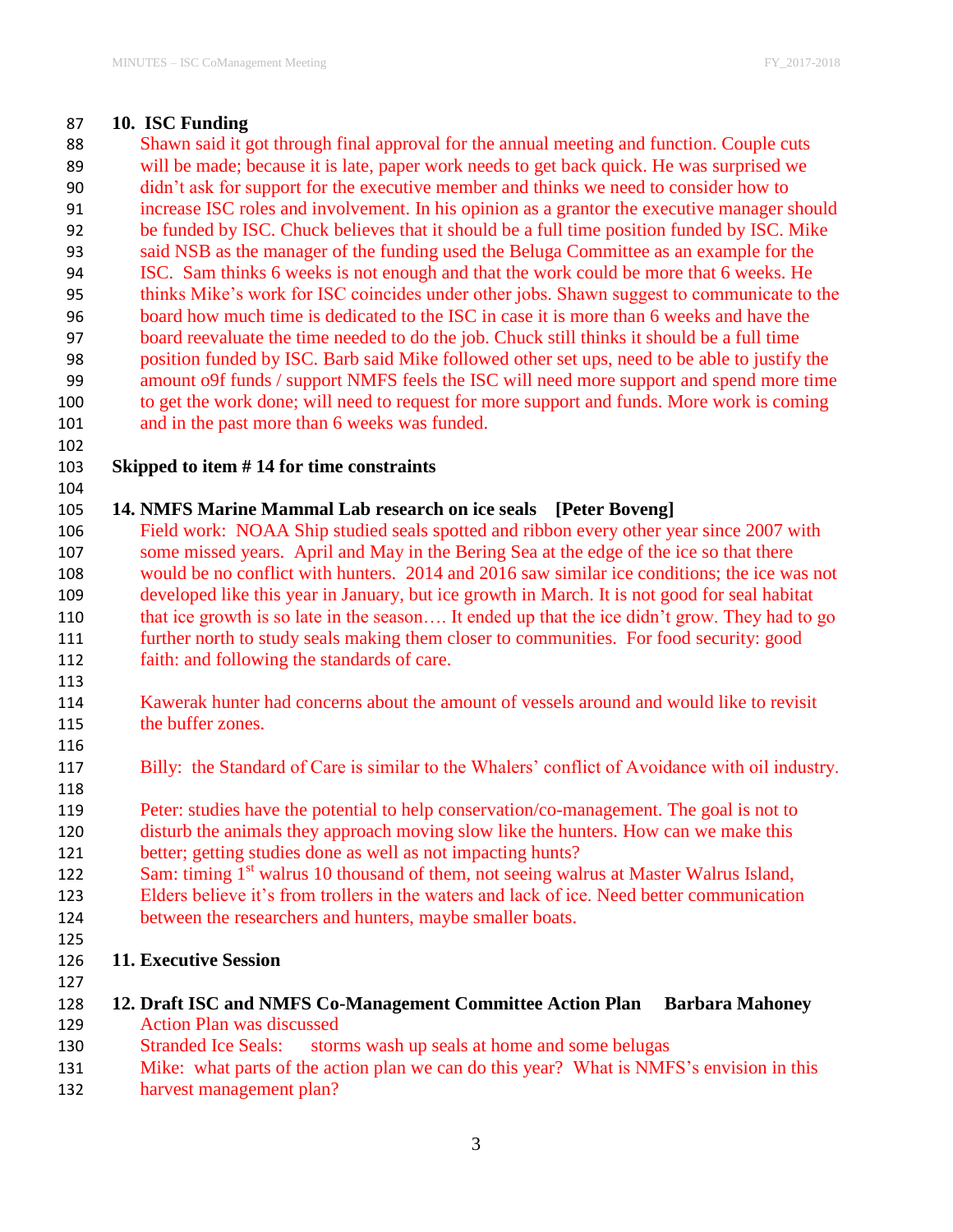**10. ISC Funding**

Shawn said it got through final approval for the annual meeting and function. Couple cuts will be made; because it is late, paper work needs to get back quick. He was surprised we didn't ask for support for the executive member and thinks we need to consider how to increase ISC roles and involvement. In his opinion as a grantor the executive manager should be funded by ISC. Chuck believes that it should be a full time position funded by ISC. Mike said NSB as the manager of the funding used the Beluga Committee as an example for the ISC. Sam thinks 6 weeks is not enough and that the work could be more that 6 weeks. He thinks Mike's work for ISC coincides under other jobs. Shawn suggest to communicate to the board how much time is dedicated to the ISC in case it is more than 6 weeks and have the board reevaluate the time needed to do the job. Chuck still thinks it should be a full time position funded by ISC. Barb said Mike followed other set ups, need to be able to justify the amount o9f funds / support NMFS feels the ISC will need more support and spend more time to get the work done; will need to request for more support and funds. More work is coming and in the past more than 6 weeks was funded.

**Skipped to item # 14 for time constraints**

**14. NMFS Marine Mammal Lab research on ice seals [Peter Boveng]**

Field work: NOAA Ship studied seals spotted and ribbon every other year since 2007 with some missed years. April and May in the Bering Sea at the edge of the ice so that there would be no conflict with hunters. 2014 and 2016 saw similar ice conditions; the ice was not developed like this year in January, but ice growth in March. It is not good for seal habitat that ice growth is so late in the season…. It ended up that the ice didn't grow. They had to go further north to study seals making them closer to communities. For food security: good faith: and following the standards of care.

Kawerak hunter had concerns about the amount of vessels around and would like to revisit the buffer zones.

Billy: the Standard of Care is similar to the Whalers' conflict of Avoidance with oil industry.

Peter: studies have the potential to help conservation/co-management. The goal is not to disturb the animals they approach moving slow like the hunters. How can we make this better; getting studies done as well as not impacting hunts?

Sam: timing 1st walrus 10 thousand of them, not seeing walrus at Master Walrus Island, Elders believe it's from trollers in the waters and lack of ice. Need better communication between the researchers and hunters, maybe smaller boats.

**11. Executive Session**

**12. Draft ISC and NMFS Co-Management Committee Action Plan Barbara Mahoney**

Action Plan was discussed

Stranded Ice Seals: storms wash up seals at home and some belugas

Mike: what parts of the action plan we can do this year? What is NMFS's envision in this harvest management plan?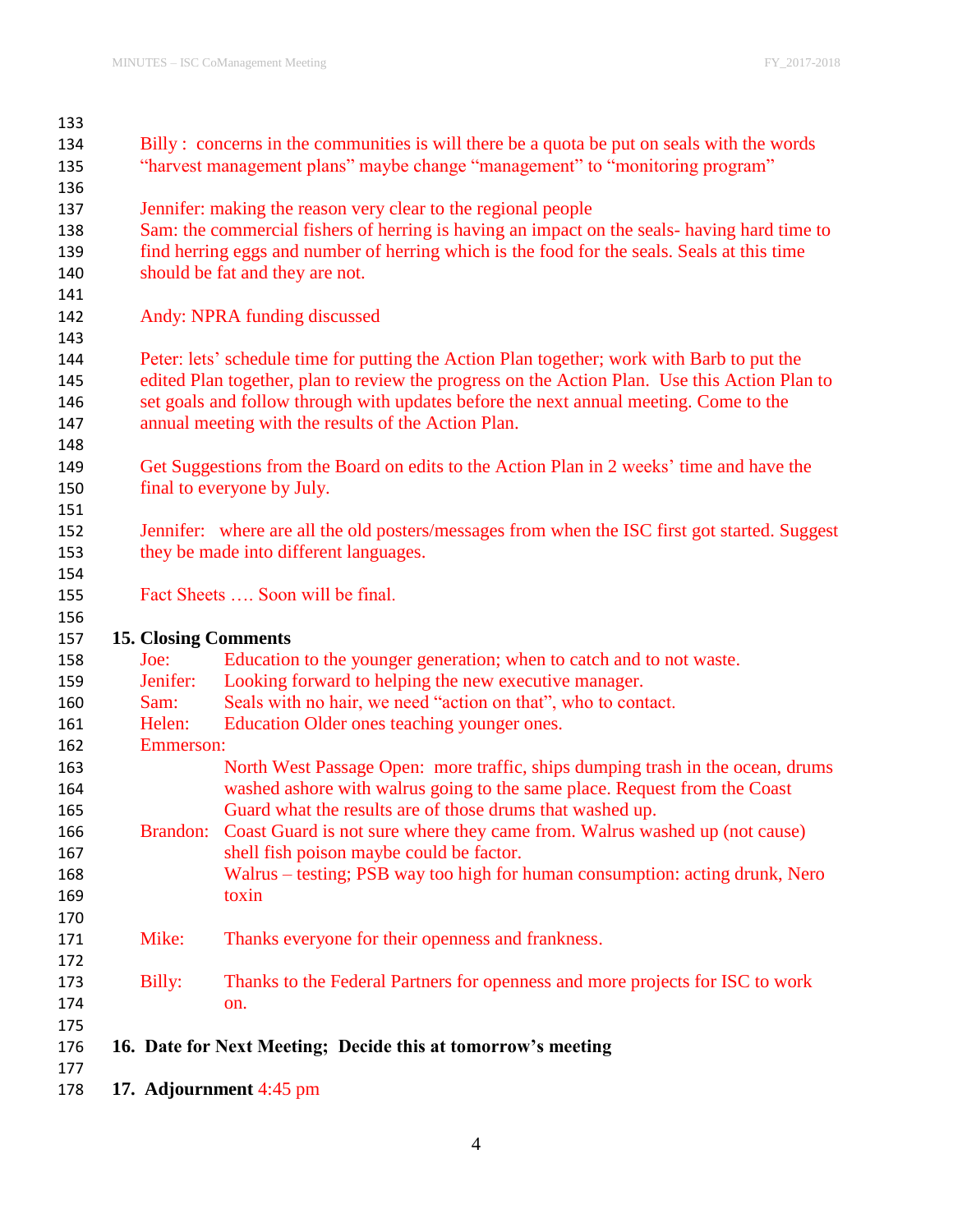Billy : concerns in the communities is will there be a quota be put on seals with the words "harvest management plans" maybe change "management" to "monitoring program"

Jennifer: making the reason very clear to the regional people
Sam: the commercial fishers of herring is having an impact on the seals- having hard time to find herring eggs and number of herring which is the food for the seals. Seals at this time should be fat and they are not.

Andy: NPRA funding discussed

Peter: lets' schedule time for putting the Action Plan together; work with Barb to put the edited Plan together, plan to review the progress on the Action Plan. Use this Action Plan to set goals and follow through with updates before the next annual meeting. Come to the annual meeting with the results of the Action Plan.

Get Suggestions from the Board on edits to the Action Plan in 2 weeks' time and have the final to everyone by July.

Jennifer: where are all the old posters/messages from when the ISC first got started. Suggest they be made into different languages.

Fact Sheets …. Soon will be final.

## 15. Closing Comments

Joe: Education to the younger generation; when to catch and to not waste.
Jenifer: Looking forward to helping the new executive manager.
Sam: Seals with no hair, we need "action on that", who to contact.
Helen: Education Older ones teaching younger ones.
Emmerson:
North West Passage Open: more traffic, ships dumping trash in the ocean, drums washed ashore with walrus going to the same place. Request from the Coast Guard what the results are of those drums that washed up.
Brandon: Coast Guard is not sure where they came from. Walrus washed up (not cause) shell fish poison maybe could be factor.
Walrus – testing; PSB way too high for human consumption: acting drunk, Nero toxin

Mike: Thanks everyone for their openness and frankness.

Billy: Thanks to the Federal Partners for openness and more projects for ISC to work on.

## 16. Date for Next Meeting; Decide this at tomorrow's meeting

## 17. Adjournment 4:45 pm